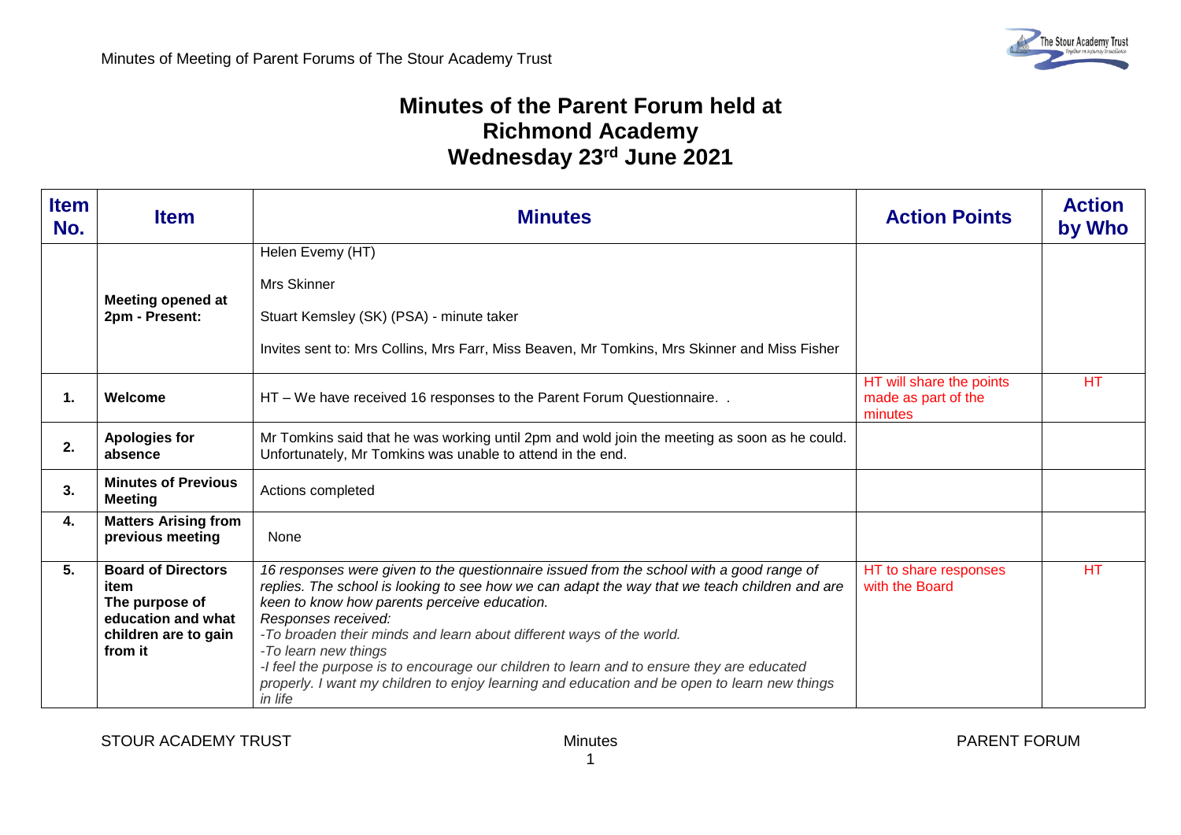# Minutes of the Parent Forum held at Richmond Academy Wednesday 23rd June 2021

| Item No. | Item | Minutes | Action Points | Action by Who |
|---|---|---|---|---|
| | **Meeting opened at 2pm - Present:** | Helen Evemy (HT)<br><br>Mrs Skinner<br><br>Stuart Kemsley (SK) (PSA) - minute taker<br><br>Invites sent to: Mrs Collins, Mrs Farr, Miss Beaven, Mr Tomkins, Mrs Skinner and Miss Fisher | | |
| **1.** | **Welcome** | HT – We have received 16 responses to the Parent Forum Questionnaire. . | HT will share the points made as part of the minutes | HT |
| **2.** | **Apologies for absence** | Mr Tomkins said that he was working until 2pm and wold join the meeting as soon as he could. Unfortunately, Mr Tomkins was unable to attend in the end. | | |
| **3.** | **Minutes of Previous Meeting** | Actions completed | | |
| **4.** | **Matters Arising from previous meeting** | None | | |
| **5.** | **Board of Directors item**<br>**The purpose of education and what children are to gain from it** | *16 responses were given to the questionnaire issued from the school with a good range of replies. The school is looking to see how we can adapt the way that we teach children and are keen to know how parents perceive education.*<br>*Responses received:*<br>*-To broaden their minds and learn about different ways of the world.*<br>*-To learn new things*<br>*-I feel the purpose is to encourage our children to learn and to ensure they are educated properly. I want my children to enjoy learning and education and be open to learn new things in life* | HT to share responses with the Board | HT |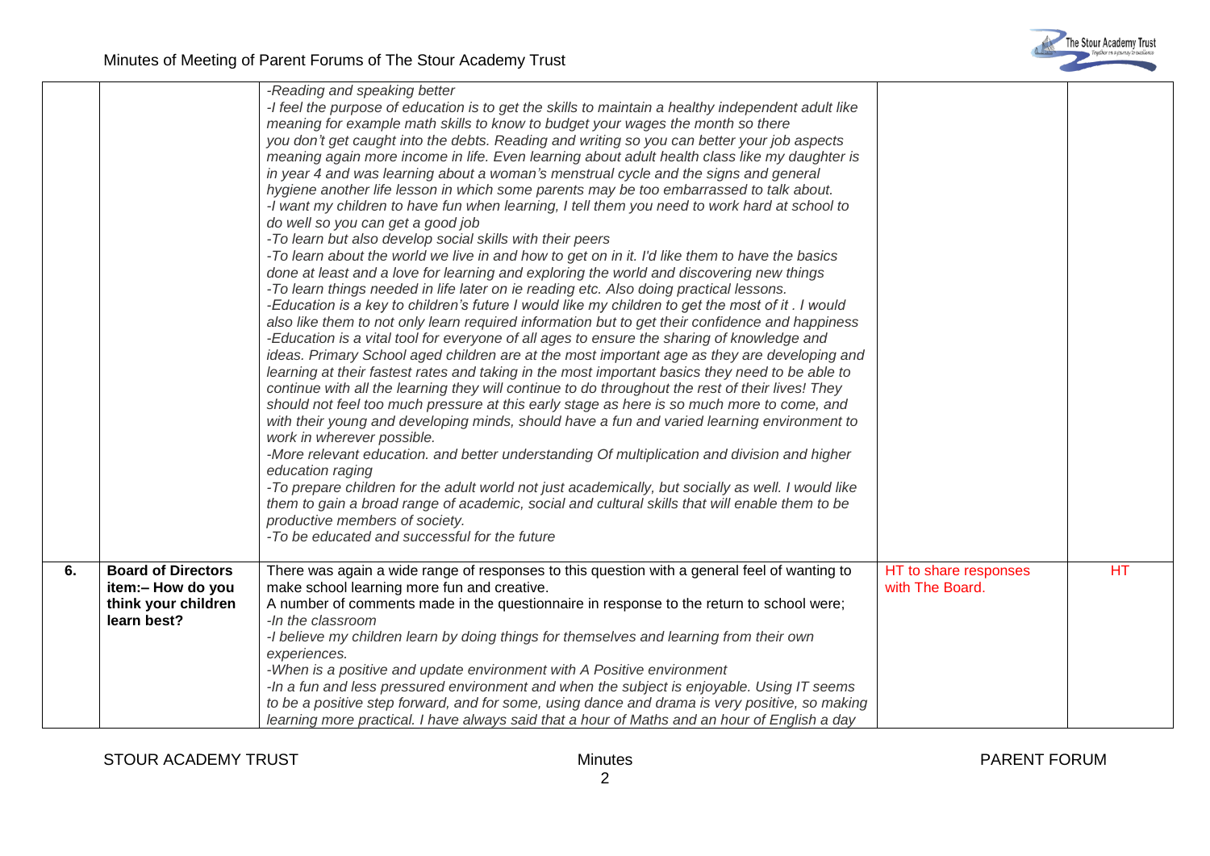| | | | | |
|---|---|---|---|---|
| | | *-Reading and speaking better*<br>*-I feel the purpose of education is to get the skills to maintain a healthy independent adult like meaning for example math skills to know to budget your wages the month so there you don't get caught into the debts. Reading and writing so you can better your job aspects meaning again more income in life. Even learning about adult health class like my daughter is in year 4 and was learning about a woman's menstrual cycle and the signs and general hygiene another life lesson in which some parents may be too embarrassed to talk about.*<br>*-I want my children to have fun when learning, I tell them you need to work hard at school to do well so you can get a good job*<br>*-To learn but also develop social skills with their peers*<br>*-To learn about the world we live in and how to get on in it. I'd like them to have the basics done at least and a love for learning and exploring the world and discovering new things*<br>*-To learn things needed in life later on ie reading etc. Also doing practical lessons.*<br>*-Education is a key to children's future I would like my children to get the most of it . I would also like them to not only learn required information but to get their confidence and happiness*<br>*-Education is a vital tool for everyone of all ages to ensure the sharing of knowledge and ideas. Primary School aged children are at the most important age as they are developing and learning at their fastest rates and taking in the most important basics they need to be able to continue with all the learning they will continue to do throughout the rest of their lives! They should not feel too much pressure at this early stage as here is so much more to come, and with their young and developing minds, should have a fun and varied learning environment to work in wherever possible.*<br>*-More relevant education. and better understanding Of multiplication and division and higher education raging*<br>*-To prepare children for the adult world not just academically, but socially as well. I would like them to gain a broad range of academic, social and cultural skills that will enable them to be productive members of society.*<br>*-To be educated and successful for the future* | | |
| **6.** | **Board of Directors item:– How do you think your children learn best?** | There was again a wide range of responses to this question with a general feel of wanting to make school learning more fun and creative.<br>A number of comments made in the questionnaire in response to the return to school were;<br>*-In the classroom*<br>*-I believe my children learn by doing things for themselves and learning from their own experiences.*<br>*-When is a positive and update environment with A Positive environment*<br>*-In a fun and less pressured environment and when the subject is enjoyable. Using IT seems to be a positive step forward, and for some, using dance and drama is very positive, so making learning more practical. I have always said that a hour of Maths and an hour of English a day* | HT to share responses with The Board. | HT |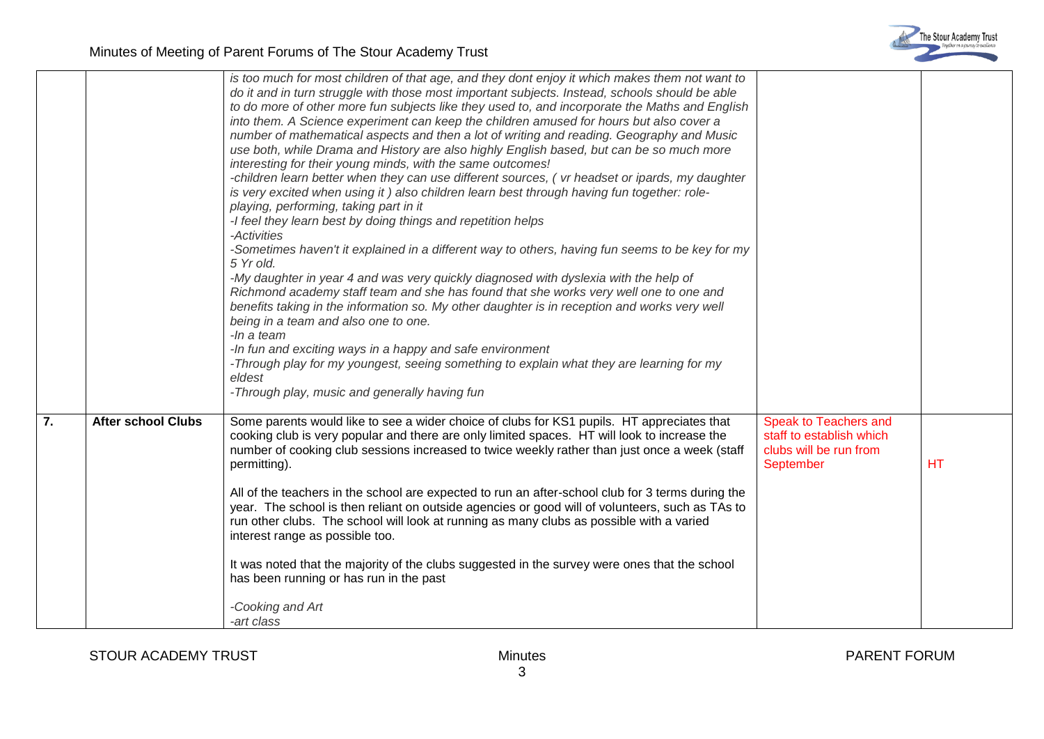| | | | | |
|---|---|---|---|---|
| | | *is too much for most children of that age, and they dont enjoy it which makes them not want to do it and in turn struggle with those most important subjects. Instead, schools should be able to do more of other more fun subjects like they used to, and incorporate the Maths and English into them. A Science experiment can keep the children amused for hours but also cover a number of mathematical aspects and then a lot of writing and reading. Geography and Music use both, while Drama and History are also highly English based, but can be so much more interesting for their young minds, with the same outcomes!*<br>*-children learn better when they can use different sources, ( vr headset or ipards, my daughter is very excited when using it ) also children learn best through having fun together: role-playing, performing, taking part in it*<br>*-I feel they learn best by doing things and repetition helps*<br>*-Activities*<br>*-Sometimes haven't it explained in a different way to others, having fun seems to be key for my 5 Yr old.*<br>*-My daughter in year 4 and was very quickly diagnosed with dyslexia with the help of Richmond academy staff team and she has found that she works very well one to one and benefits taking in the information so. My other daughter is in reception and works very well being in a team and also one to one.*<br>*-In a team*<br>*-In fun and exciting ways in a happy and safe environment*<br>*-Through play for my youngest, seeing something to explain what they are learning for my eldest*<br>*-Through play, music and generally having fun* | | |
| **7.** | **After school Clubs** | Some parents would like to see a wider choice of clubs for KS1 pupils. HT appreciates that cooking club is very popular and there are only limited spaces. HT will look to increase the number of cooking club sessions increased to twice weekly rather than just once a week (staff permitting).<br><br>All of the teachers in the school are expected to run an after-school club for 3 terms during the year. The school is then reliant on outside agencies or good will of volunteers, such as TAs to run other clubs. The school will look at running as many clubs as possible with a varied interest range as possible too.<br><br>It was noted that the majority of the clubs suggested in the survey were ones that the school has been running or has run in the past<br><br>*-Cooking and Art*<br>*-art class* | Speak to Teachers and staff to establish which clubs will be run from September | HT |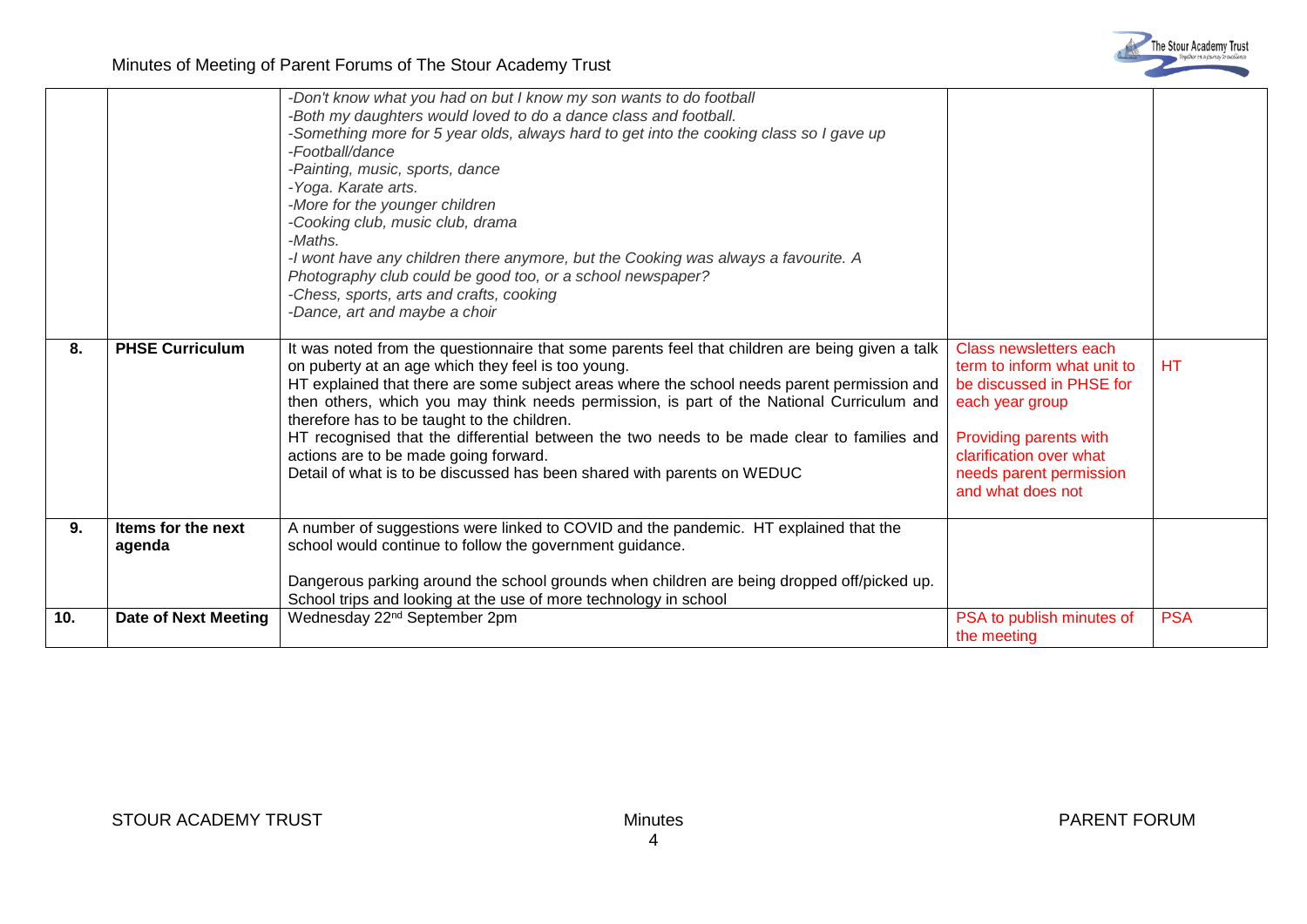| | | | | |
|---|---|---|---|---|
| | | *-Don't know what you had on but I know my son wants to do football*<br>*-Both my daughters would loved to do a dance class and football.*<br>*-Something more for 5 year olds, always hard to get into the cooking class so I gave up*<br>*-Football/dance*<br>*-Painting, music, sports, dance*<br>*-Yoga. Karate arts.*<br>*-More for the younger children*<br>*-Cooking club, music club, drama*<br>*-Maths.*<br>*-I wont have any children there anymore, but the Cooking was always a favourite. A Photography club could be good too, or a school newspaper?*<br>*-Chess, sports, arts and crafts, cooking*<br>*-Dance, art and maybe a choir* | | |
| **8.** | **PHSE Curriculum** | It was noted from the questionnaire that some parents feel that children are being given a talk on puberty at an age which they feel is too young.<br>HT explained that there are some subject areas where the school needs parent permission and then others, which you may think needs permission, is part of the National Curriculum and therefore has to be taught to the children.<br>HT recognised that the differential between the two needs to be made clear to families and actions are to be made going forward.<br>Detail of what is to be discussed has been shared with parents on WEDUC | Class newsletters each term to inform what unit to be discussed in PHSE for each year group<br><br>Providing parents with clarification over what needs parent permission and what does not | HT |
| **9.** | **Items for the next agenda** | A number of suggestions were linked to COVID and the pandemic. HT explained that the school would continue to follow the government guidance.<br><br>Dangerous parking around the school grounds when children are being dropped off/picked up.<br>School trips and looking at the use of more technology in school | | |
| **10.** | **Date of Next Meeting** | Wednesday 22nd September 2pm | PSA to publish minutes of the meeting | PSA |